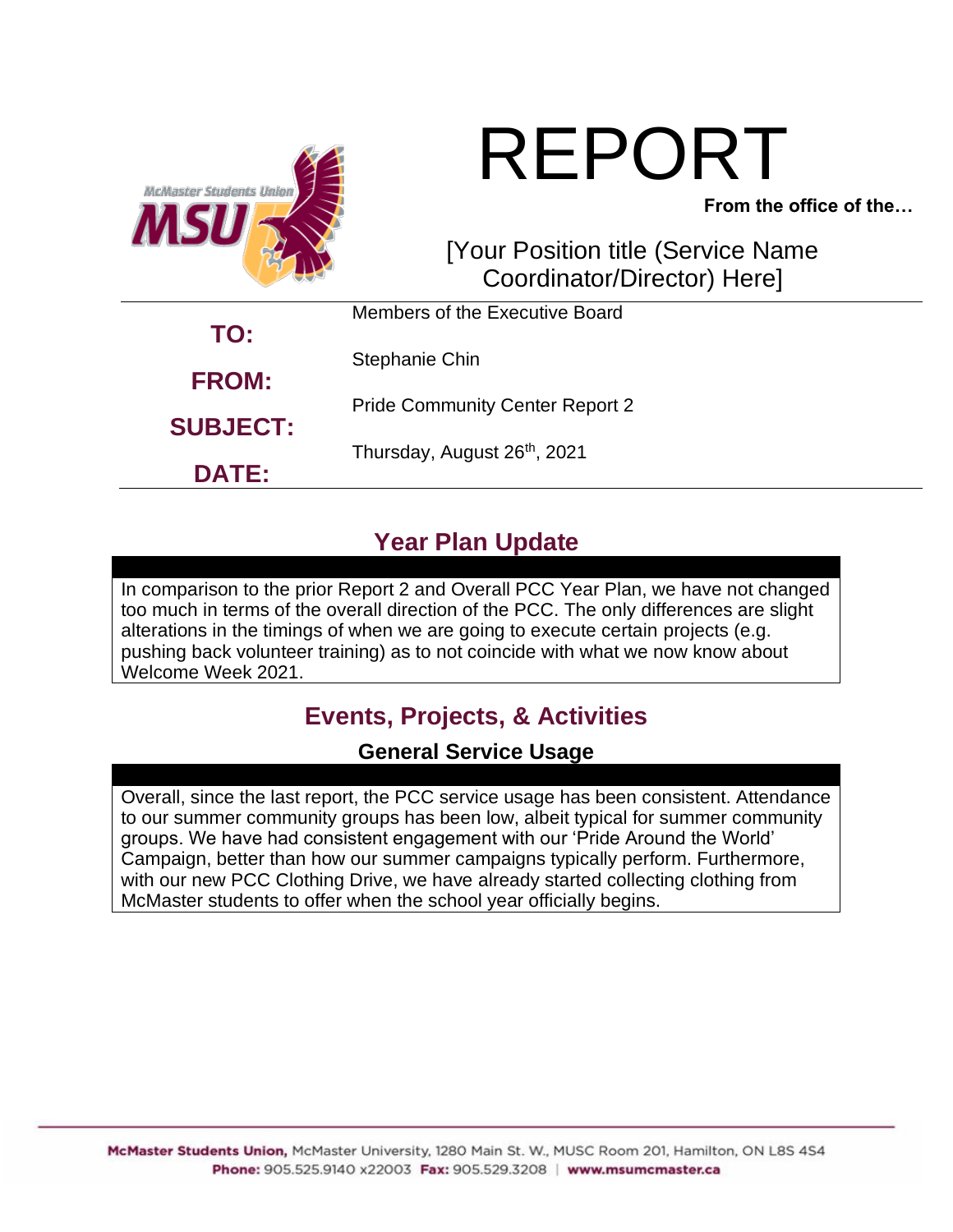# REPORT

**From the office of the…**

[Your Position title (Service Name Coordinator/Director) Here]

| | |
|---|---|
| **TO:** | Members of the Executive Board |
| **FROM:** | Stephanie Chin |
| **SUBJECT:** | Pride Community Center Report 2 |
| **DATE:** | Thursday, August 26th, 2021 |

## Year Plan Update

In comparison to the prior Report 2 and Overall PCC Year Plan, we have not changed too much in terms of the overall direction of the PCC. The only differences are slight alterations in the timings of when we are going to execute certain projects (e.g. pushing back volunteer training) as to not coincide with what we now know about Welcome Week 2021.

## Events, Projects, & Activities

### General Service Usage

Overall, since the last report, the PCC service usage has been consistent. Attendance to our summer community groups has been low, albeit typical for summer community groups. We have had consistent engagement with our 'Pride Around the World' Campaign, better than how our summer campaigns typically perform. Furthermore, with our new PCC Clothing Drive, we have already started collecting clothing from McMaster students to offer when the school year officially begins.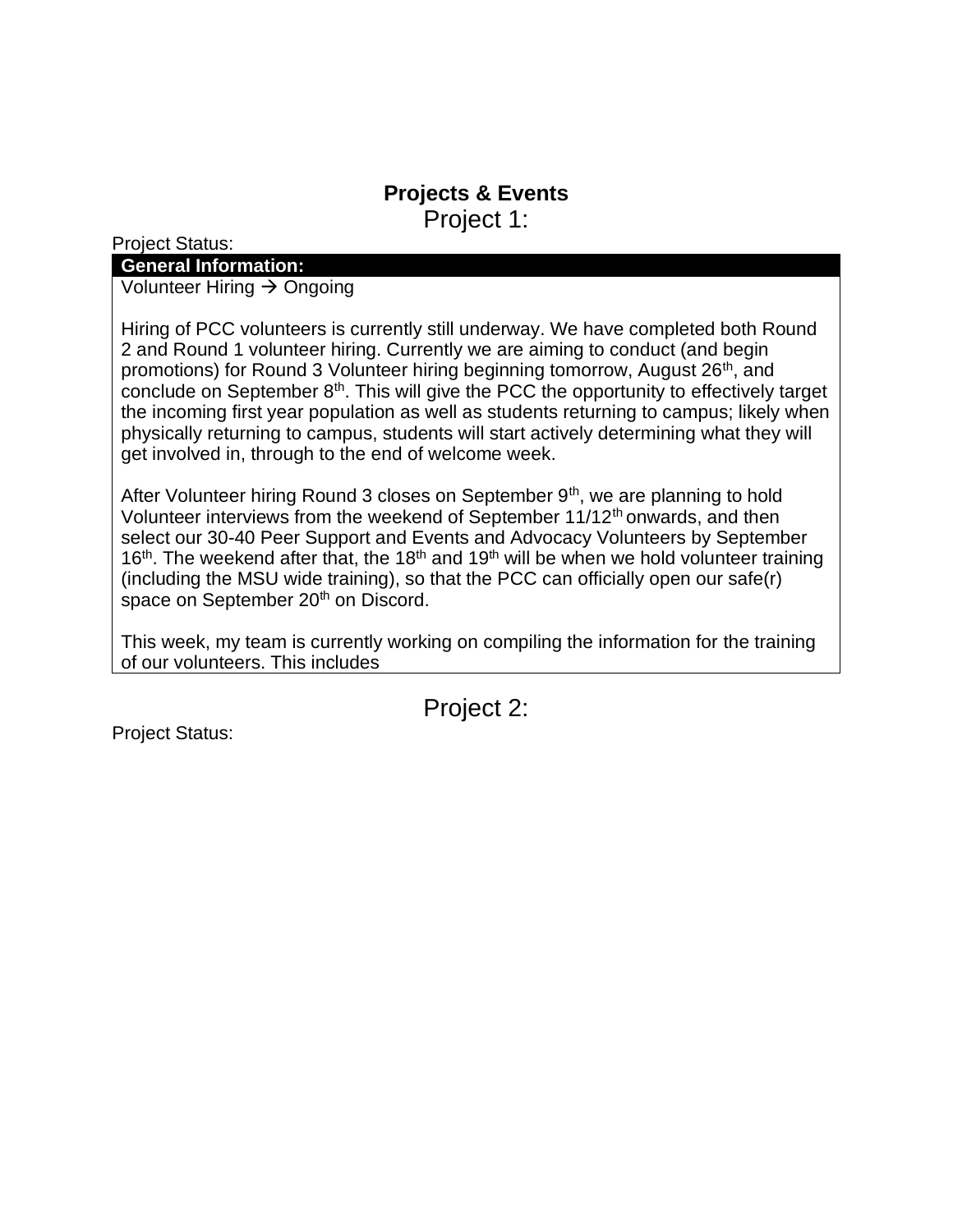## Projects & Events

### Project 1:

Project Status:

| General Information: |
| --- |
| Volunteer Hiring → Ongoing<br><br>Hiring of PCC volunteers is currently still underway. We have completed both Round 2 and Round 1 volunteer hiring. Currently we are aiming to conduct (and begin promotions) for Round 3 Volunteer hiring beginning tomorrow, August 26th, and conclude on September 8th. This will give the PCC the opportunity to effectively target the incoming first year population as well as students returning to campus; likely when physically returning to campus, students will start actively determining what they will get involved in, through to the end of welcome week.<br><br>After Volunteer hiring Round 3 closes on September 9th, we are planning to hold Volunteer interviews from the weekend of September 11/12th onwards, and then select our 30-40 Peer Support and Events and Advocacy Volunteers by September 16th. The weekend after that, the 18th and 19th will be when we hold volunteer training (including the MSU wide training), so that the PCC can officially open our safe(r) space on September 20th on Discord.<br><br>This week, my team is currently working on compiling the information for the training of our volunteers. This includes |

### Project 2:

Project Status: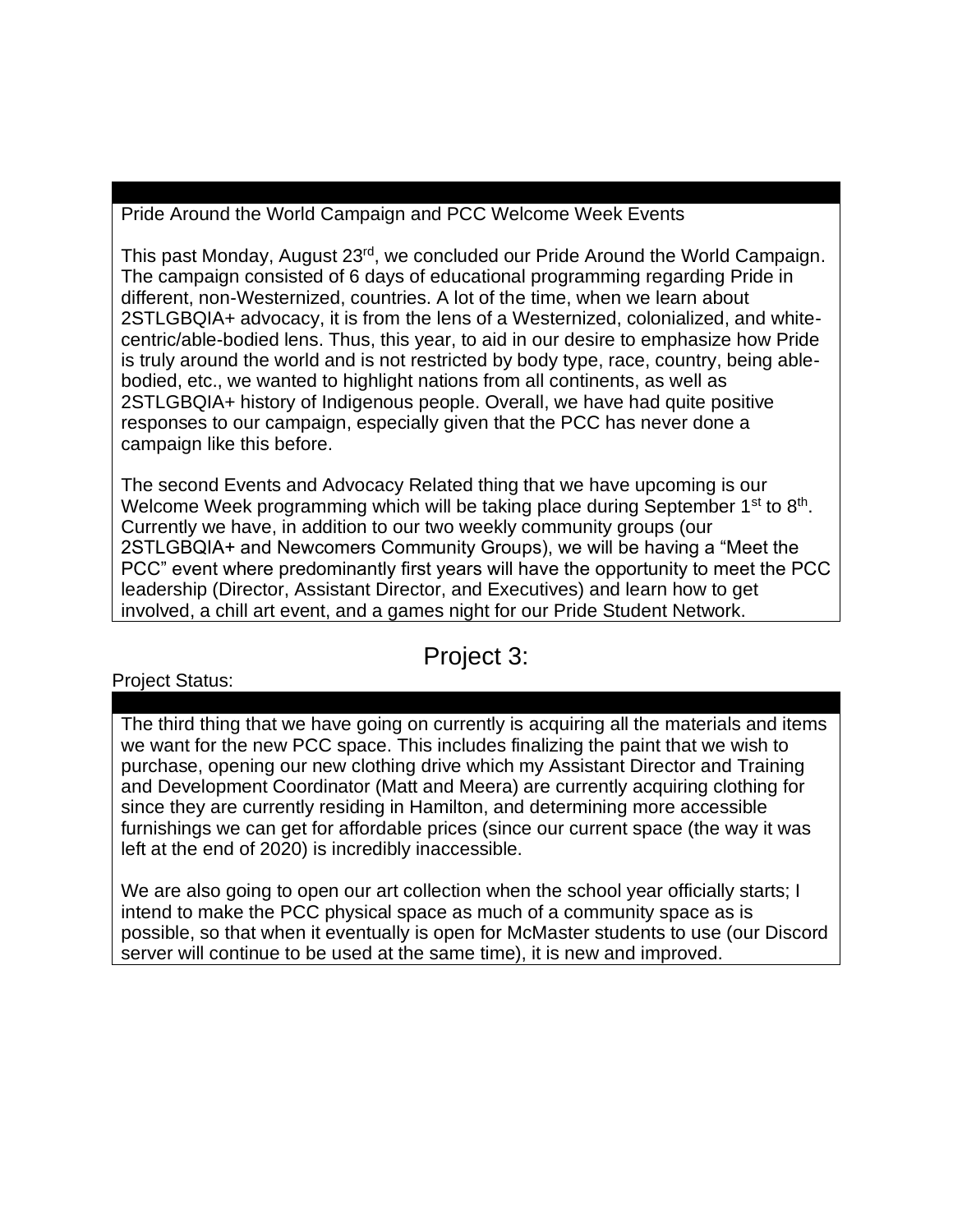Pride Around the World Campaign and PCC Welcome Week Events

This past Monday, August 23rd, we concluded our Pride Around the World Campaign. The campaign consisted of 6 days of educational programming regarding Pride in different, non-Westernized, countries. A lot of the time, when we learn about 2STLGBQIA+ advocacy, it is from the lens of a Westernized, colonialized, and white-centric/able-bodied lens. Thus, this year, to aid in our desire to emphasize how Pride is truly around the world and is not restricted by body type, race, country, being able-bodied, etc., we wanted to highlight nations from all continents, as well as 2STLGBQIA+ history of Indigenous people. Overall, we have had quite positive responses to our campaign, especially given that the PCC has never done a campaign like this before.

The second Events and Advocacy Related thing that we have upcoming is our Welcome Week programming which will be taking place during September 1st to 8th. Currently we have, in addition to our two weekly community groups (our 2STLGBQIA+ and Newcomers Community Groups), we will be having a "Meet the PCC" event where predominantly first years will have the opportunity to meet the PCC leadership (Director, Assistant Director, and Executives) and learn how to get involved, a chill art event, and a games night for our Pride Student Network.

## Project 3:

Project Status:

The third thing that we have going on currently is acquiring all the materials and items we want for the new PCC space. This includes finalizing the paint that we wish to purchase, opening our new clothing drive which my Assistant Director and Training and Development Coordinator (Matt and Meera) are currently acquiring clothing for since they are currently residing in Hamilton, and determining more accessible furnishings we can get for affordable prices (since our current space (the way it was left at the end of 2020) is incredibly inaccessible.

We are also going to open our art collection when the school year officially starts; I intend to make the PCC physical space as much of a community space as is possible, so that when it eventually is open for McMaster students to use (our Discord server will continue to be used at the same time), it is new and improved.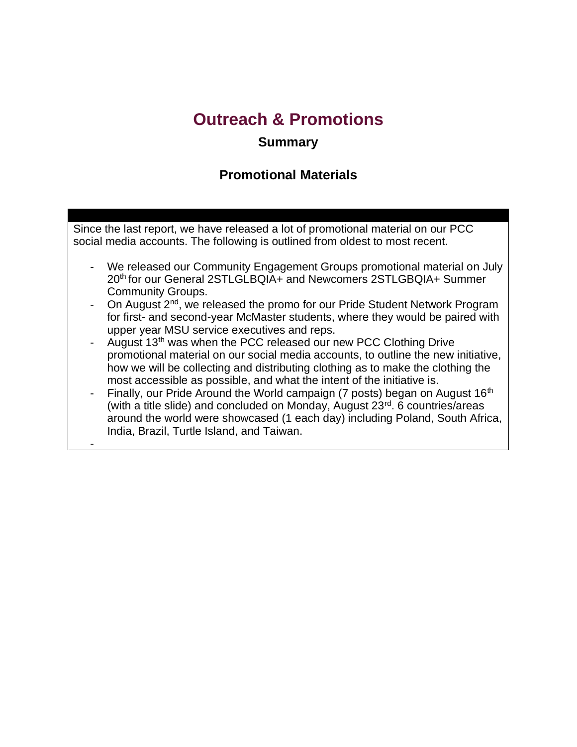# Outreach & Promotions

## Summary

### Promotional Materials

Since the last report, we have released a lot of promotional material on our PCC social media accounts. The following is outlined from oldest to most recent.

- We released our Community Engagement Groups promotional material on July 20th for our General 2STLGLBQIA+ and Newcomers 2STLGBQIA+ Summer Community Groups.
- On August 2nd, we released the promo for our Pride Student Network Program for first- and second-year McMaster students, where they would be paired with upper year MSU service executives and reps.
- August 13th was when the PCC released our new PCC Clothing Drive promotional material on our social media accounts, to outline the new initiative, how we will be collecting and distributing clothing as to make the clothing the most accessible as possible, and what the intent of the initiative is.
- Finally, our Pride Around the World campaign (7 posts) began on August 16th (with a title slide) and concluded on Monday, August 23rd. 6 countries/areas around the world were showcased (1 each day) including Poland, South Africa, India, Brazil, Turtle Island, and Taiwan.
-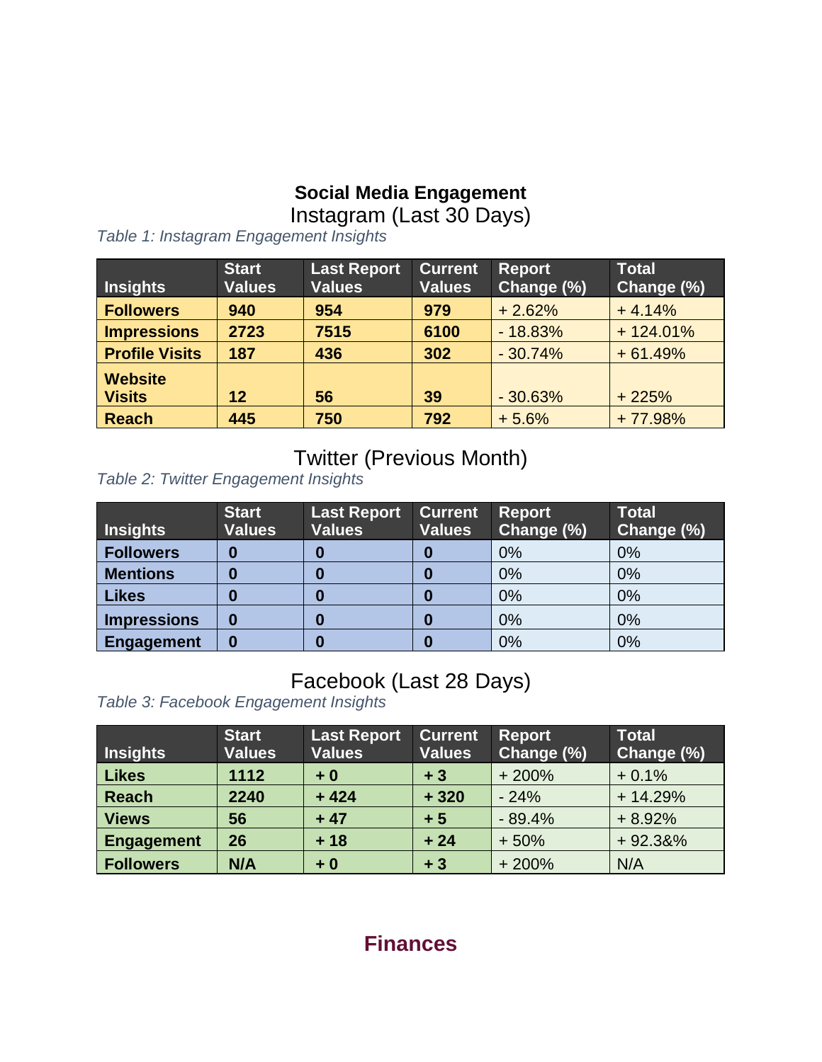## Social Media Engagement

### Instagram (Last 30 Days)

*Table 1: Instagram Engagement Insights*

| Insights | Start Values | Last Report Values | Current Values | Report Change (%) | Total Change (%) |
|---|---|---|---|---|---|
| **Followers** | **940** | **954** | **979** | + 2.62% | + 4.14% |
| **Impressions** | **2723** | **7515** | **6100** | - 18.83% | + 124.01% |
| **Profile Visits** | **187** | **436** | **302** | - 30.74% | + 61.49% |
| **Website Visits** | **12** | **56** | **39** | - 30.63% | + 225% |
| **Reach** | **445** | **750** | **792** | + 5.6% | + 77.98% |

### Twitter (Previous Month)

*Table 2: Twitter Engagement Insights*

| Insights | Start Values | Last Report Values | Current Values | Report Change (%) | Total Change (%) |
|---|---|---|---|---|---|
| **Followers** | **0** | **0** | **0** | 0% | 0% |
| **Mentions** | **0** | **0** | **0** | 0% | 0% |
| **Likes** | **0** | **0** | **0** | 0% | 0% |
| **Impressions** | **0** | **0** | **0** | 0% | 0% |
| **Engagement** | **0** | **0** | **0** | 0% | 0% |

### Facebook (Last 28 Days)

*Table 3: Facebook Engagement Insights*

| Insights | Start Values | Last Report Values | Current Values | Report Change (%) | Total Change (%) |
|---|---|---|---|---|---|
| **Likes** | **1112** | **+ 0** | **+ 3** | + 200% | + 0.1% |
| **Reach** | **2240** | **+ 424** | **+ 320** | - 24% | + 14.29% |
| **Views** | **56** | **+ 47** | **+ 5** | - 89.4% | + 8.92% |
| **Engagement** | **26** | **+ 18** | **+ 24** | + 50% | + 92.3&% |
| **Followers** | **N/A** | **+ 0** | **+ 3** | + 200% | N/A |

## Finances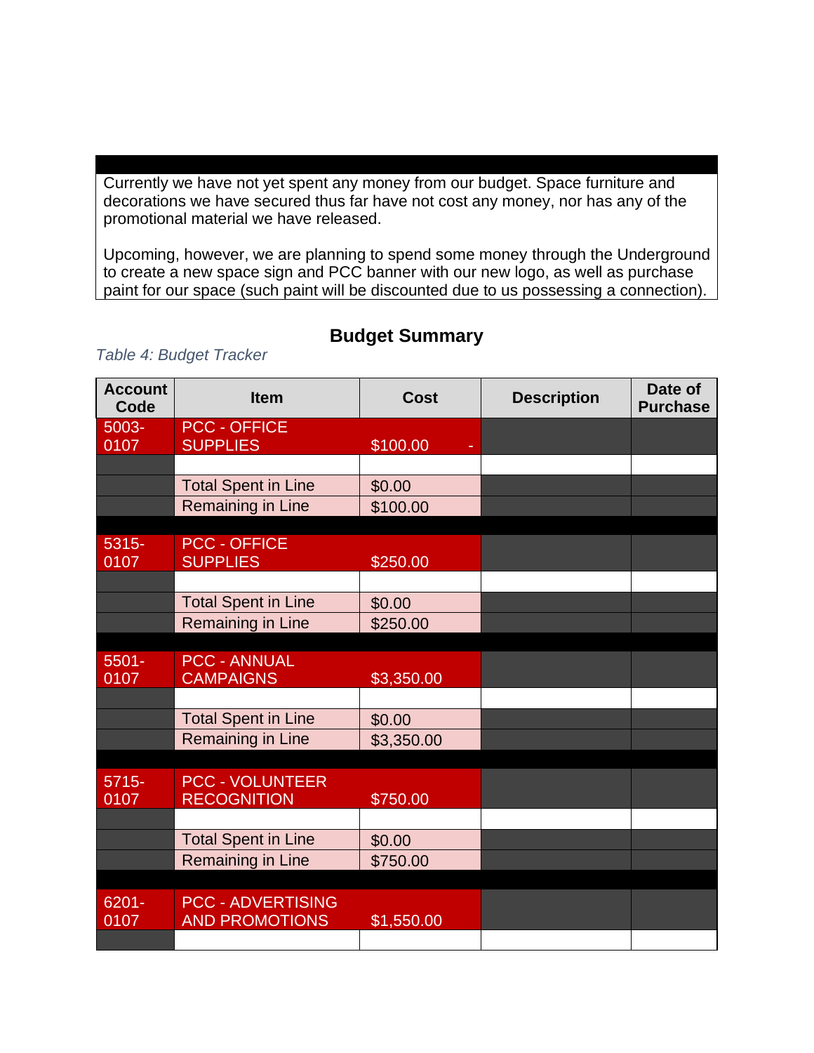Currently we have not yet spent any money from our budget. Space furniture and decorations we have secured thus far have not cost any money, nor has any of the promotional material we have released.

Upcoming, however, we are planning to spend some money through the Underground to create a new space sign and PCC banner with our new logo, as well as purchase paint for our space (such paint will be discounted due to us possessing a connection).

## Budget Summary

*Table 4: Budget Tracker*

| Account Code | Item | Cost | Description | Date of Purchase |
|---|---|---|---|---|
| 5003-0107 | PCC - OFFICE SUPPLIES | $100.00 - | | |
| | | | | |
| | Total Spent in Line | $0.00 | | |
| | Remaining in Line | $100.00 | | |
| | | | | |
| 5315-0107 | PCC - OFFICE SUPPLIES | $250.00 | | |
| | | | | |
| | Total Spent in Line | $0.00 | | |
| | Remaining in Line | $250.00 | | |
| | | | | |
| 5501-0107 | PCC - ANNUAL CAMPAIGNS | $3,350.00 | | |
| | | | | |
| | Total Spent in Line | $0.00 | | |
| | Remaining in Line | $3,350.00 | | |
| | | | | |
| 5715-0107 | PCC - VOLUNTEER RECOGNITION | $750.00 | | |
| | | | | |
| | Total Spent in Line | $0.00 | | |
| | Remaining in Line | $750.00 | | |
| | | | | |
| 6201-0107 | PCC - ADVERTISING AND PROMOTIONS | $1,550.00 | | |
| | | | | |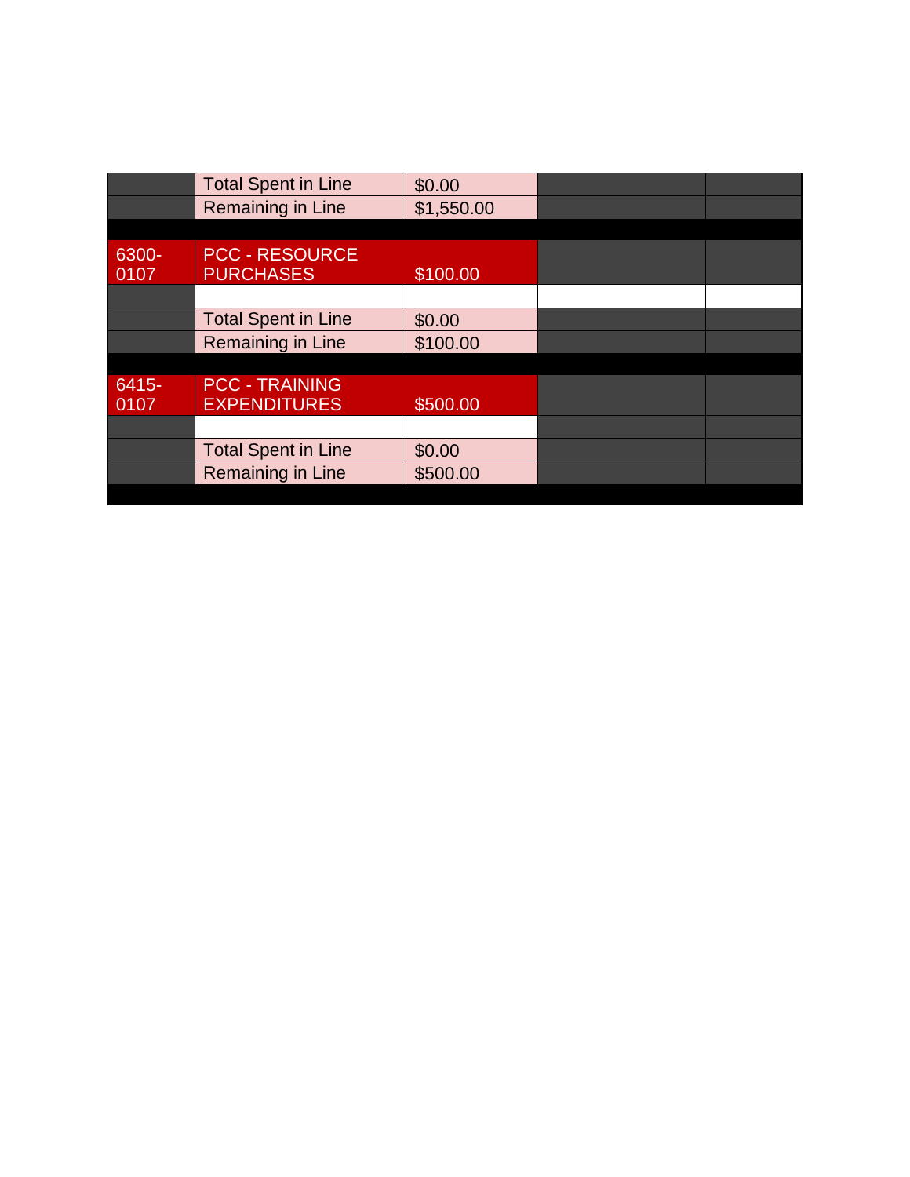| | | | | |
|---|---|---|---|---|
| | Total Spent in Line | $0.00 | | |
| | Remaining in Line | $1,550.00 | | |
| | | | | |
| 6300-0107 | PCC - RESOURCE PURCHASES | $100.00 | | |
| | | | | |
| | Total Spent in Line | $0.00 | | |
| | Remaining in Line | $100.00 | | |
| | | | | |
| 6415-0107 | PCC - TRAINING EXPENDITURES | $500.00 | | |
| | | | | |
| | Total Spent in Line | $0.00 | | |
| | Remaining in Line | $500.00 | | |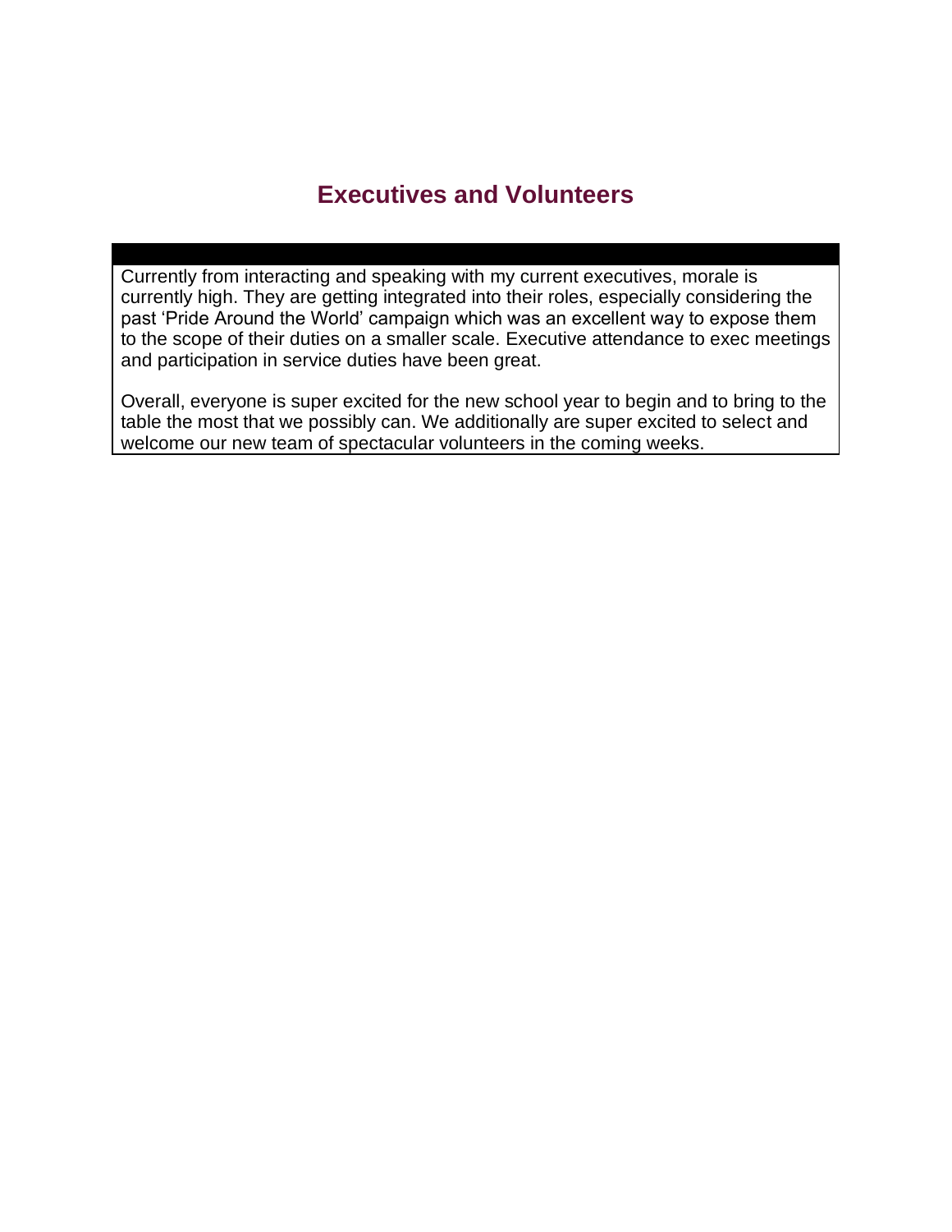## Executives and Volunteers

Currently from interacting and speaking with my current executives, morale is currently high. They are getting integrated into their roles, especially considering the past 'Pride Around the World' campaign which was an excellent way to expose them to the scope of their duties on a smaller scale. Executive attendance to exec meetings and participation in service duties have been great.

Overall, everyone is super excited for the new school year to begin and to bring to the table the most that we possibly can. We additionally are super excited to select and welcome our new team of spectacular volunteers in the coming weeks.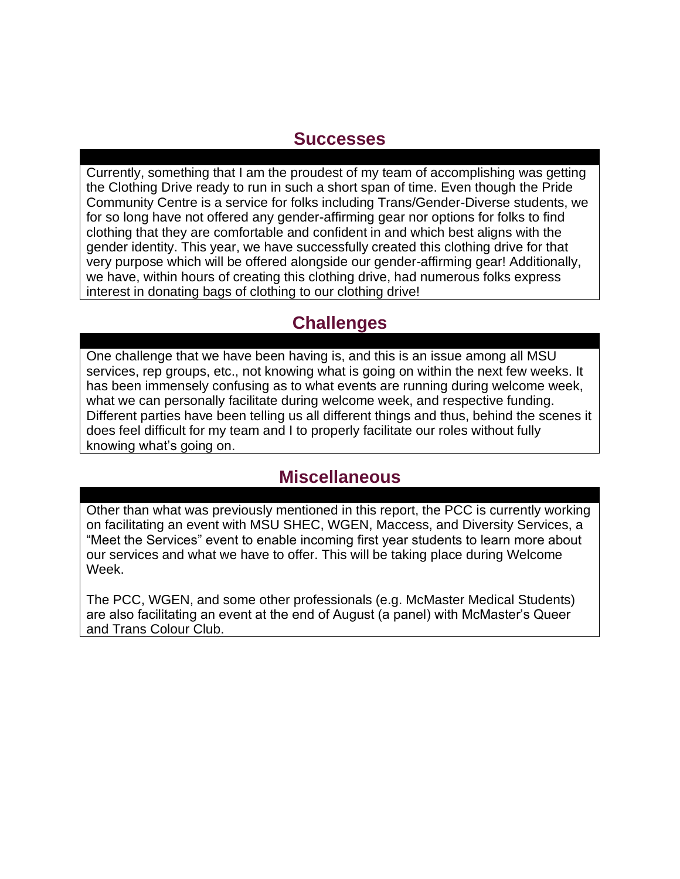## Successes

Currently, something that I am the proudest of my team of accomplishing was getting the Clothing Drive ready to run in such a short span of time. Even though the Pride Community Centre is a service for folks including Trans/Gender-Diverse students, we for so long have not offered any gender-affirming gear nor options for folks to find clothing that they are comfortable and confident in and which best aligns with the gender identity. This year, we have successfully created this clothing drive for that very purpose which will be offered alongside our gender-affirming gear! Additionally, we have, within hours of creating this clothing drive, had numerous folks express interest in donating bags of clothing to our clothing drive!

## Challenges

One challenge that we have been having is, and this is an issue among all MSU services, rep groups, etc., not knowing what is going on within the next few weeks. It has been immensely confusing as to what events are running during welcome week, what we can personally facilitate during welcome week, and respective funding. Different parties have been telling us all different things and thus, behind the scenes it does feel difficult for my team and I to properly facilitate our roles without fully knowing what's going on.

## Miscellaneous

Other than what was previously mentioned in this report, the PCC is currently working on facilitating an event with MSU SHEC, WGEN, Maccess, and Diversity Services, a "Meet the Services" event to enable incoming first year students to learn more about our services and what we have to offer. This will be taking place during Welcome Week.

The PCC, WGEN, and some other professionals (e.g. McMaster Medical Students) are also facilitating an event at the end of August (a panel) with McMaster's Queer and Trans Colour Club.